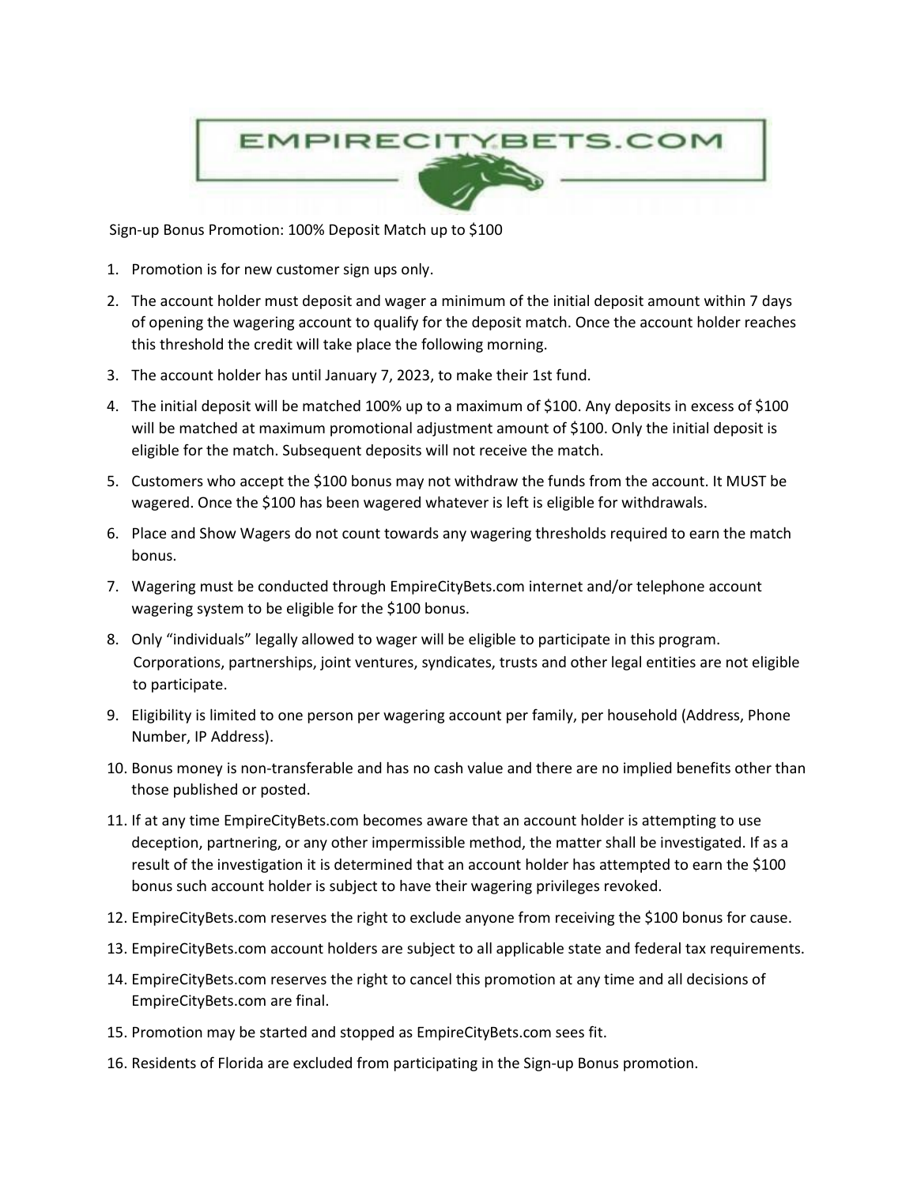EMPIRECITYBETS.COM

Sign-up Bonus Promotion: 100% Deposit Match up to $100

1. Promotion is for new customer sign ups only.
2. The account holder must deposit and wager a minimum of the initial deposit amount within 7 days of opening the wagering account to qualify for the deposit match. Once the account holder reaches this threshold the credit will take place the following morning.
3. The account holder has until January 7, 2023, to make their 1st fund.
4. The initial deposit will be matched 100% up to a maximum of $100. Any deposits in excess of $100 will be matched at maximum promotional adjustment amount of $100. Only the initial deposit is eligible for the match. Subsequent deposits will not receive the match.
5. Customers who accept the $100 bonus may not withdraw the funds from the account. It MUST be wagered. Once the $100 has been wagered whatever is left is eligible for withdrawals.
6. Place and Show Wagers do not count towards any wagering thresholds required to earn the match bonus.
7. Wagering must be conducted through EmpireCityBets.com internet and/or telephone account wagering system to be eligible for the $100 bonus.
8. Only “individuals” legally allowed to wager will be eligible to participate in this program. Corporations, partnerships, joint ventures, syndicates, trusts and other legal entities are not eligible to participate.
9. Eligibility is limited to one person per wagering account per family, per household (Address, Phone Number, IP Address).
10. Bonus money is non-transferable and has no cash value and there are no implied benefits other than those published or posted.
11. If at any time EmpireCityBets.com becomes aware that an account holder is attempting to use deception, partnering, or any other impermissible method, the matter shall be investigated. If as a result of the investigation it is determined that an account holder has attempted to earn the $100 bonus such account holder is subject to have their wagering privileges revoked.
12. EmpireCityBets.com reserves the right to exclude anyone from receiving the $100 bonus for cause.
13. EmpireCityBets.com account holders are subject to all applicable state and federal tax requirements.
14. EmpireCityBets.com reserves the right to cancel this promotion at any time and all decisions of EmpireCityBets.com are final.
15. Promotion may be started and stopped as EmpireCityBets.com sees fit.
16. Residents of Florida are excluded from participating in the Sign-up Bonus promotion.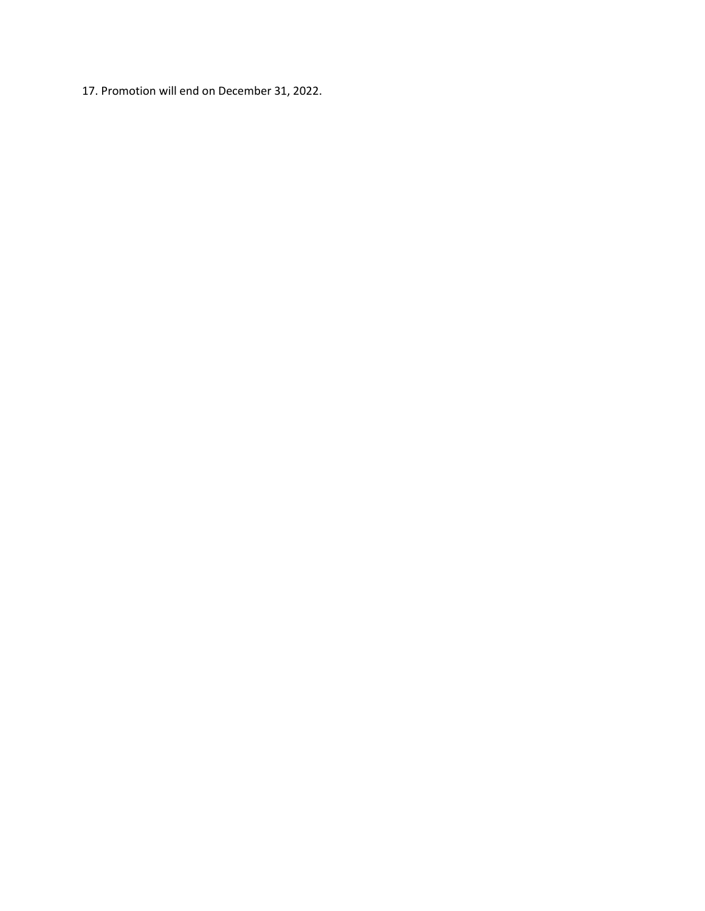17. Promotion will end on December 31, 2022.